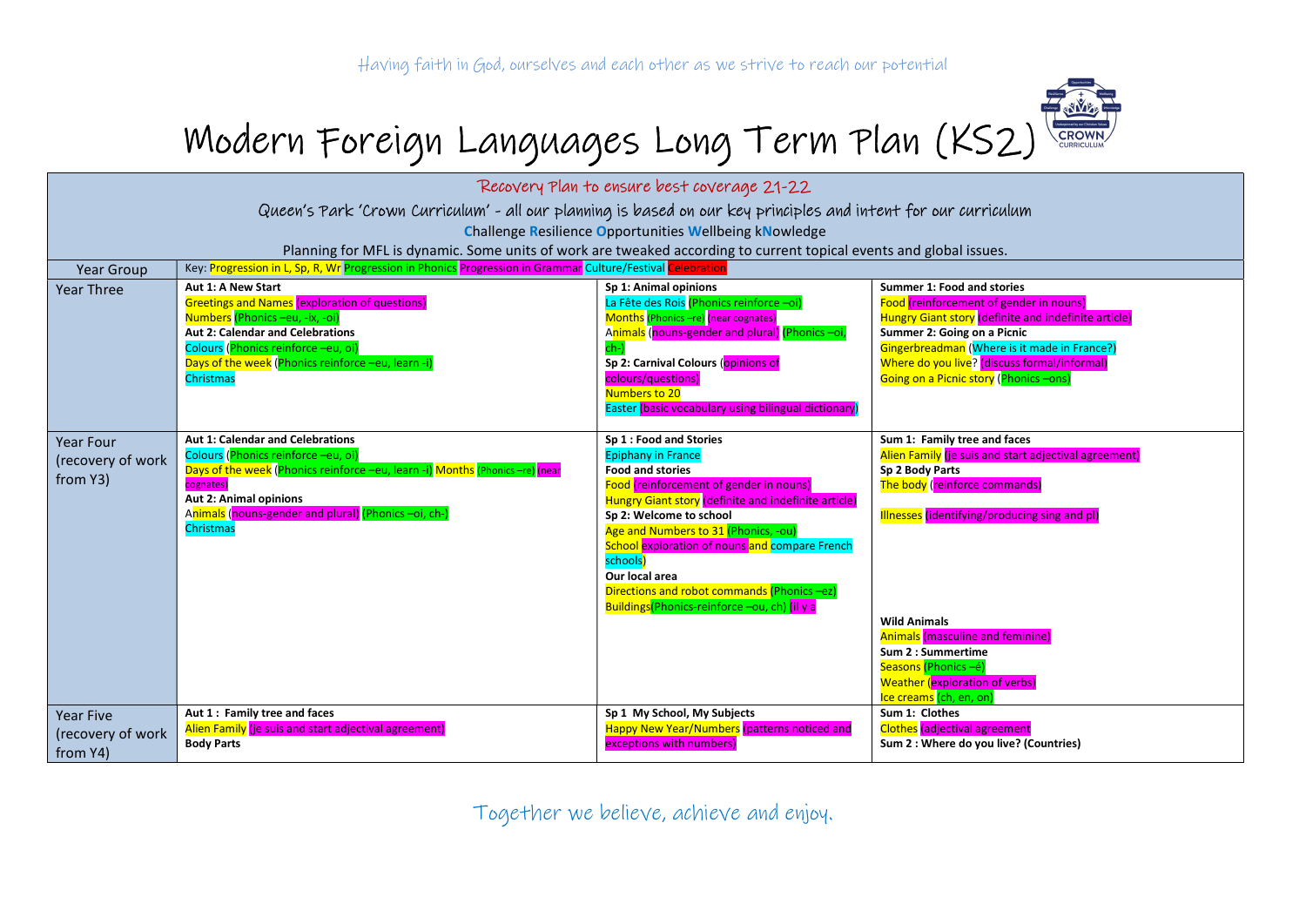Having faith in God, ourselves and each other as we strive to reach our potential

# Modern Foreign Languages Long Term Plan (KS2)

Recovery Plan to ensure best coverage 21-22

Queen's Park 'Crown Curriculum' - all our planning is based on our key principles and intent for our curriculum

Challenge Resilience Opportunities Wellbeing kNowledge

Planning for MFL is dynamic. Some units of work are tweaked according to current topical events and global issues.

| Year Group | Key: Progression in L, Sp, R, Wr Progression in Phonics Progression in Grammar Culture/Festival Celebration | | |
|---|---|---|---|
| Year Three | **Aut 1: A New Start**<br>Greetings and Names (exploration of questions)<br>Numbers (Phonics –eu, -ix, -oi)<br>**Aut 2: Calendar and Celebrations**<br>Colours (Phonics reinforce –eu, oi)<br>Days of the week (Phonics reinforce –eu, learn -i)<br>Christmas | **Sp 1: Animal opinions**<br>La Fête des Rois (Phonics reinforce –oi)<br>Months (Phonics –re) (near cognates)<br>Animals (nouns-gender and plural) (Phonics –oi, ch-)<br>**Sp 2: Carnival Colours** (opinions of colours/questions)<br>Numbers to 20<br>Easter (basic vocabulary using bilingual dictionary) | **Summer 1: Food and stories**<br>Food (reinforcement of gender in nouns)<br>Hungry Giant story (definite and indefinite article)<br>**Summer 2: Going on a Picnic**<br>Gingerbreadman (Where is it made in France?)<br>Where do you live? (discuss formal/informal)<br>Going on a Picnic story (Phonics –ons) |
| Year Four (recovery of work from Y3) | **Aut 1: Calendar and Celebrations**<br>Colours (Phonics reinforce –eu, oi)<br>Days of the week (Phonics reinforce –eu, learn -i) Months (Phonics –re) (near cognates)<br>**Aut 2: Animal opinions**<br>Animals (nouns-gender and plural) (Phonics –oi, ch-)<br>Christmas | **Sp 1 : Food and Stories**<br>Epiphany in France<br>**Food and stories**<br>Food (reinforcement of gender in nouns)<br>Hungry Giant story (definite and indefinite article)<br>**Sp 2: Welcome to school**<br>Age and Numbers to 31 (Phonics, -ou)<br>School exploration of nouns and compare French schools)<br>**Our local area**<br>Directions and robot commands (Phonics –ez)<br>Buildings(Phonics-reinforce –ou, ch) (il y a | **Sum 1: Family tree and faces**<br>Alien Family (je suis and start adjectival agreement)<br>**Sp 2 Body Parts**<br>The body (reinforce commands)<br><br>Illnesses (identifying/producing sing and pl)<br><br>**Wild Animals**<br>Animals (masculine and feminine)<br>**Sum 2 : Summertime**<br>Seasons (Phonics –é)<br>Weather (exploration of verbs)<br>Ice creams (ch, en, on) |
| Year Five (recovery of work from Y4) | **Aut 1 : Family tree and faces**<br>Alien Family (je suis and start adjectival agreement)<br>**Body Parts** | **Sp 1 My School, My Subjects**<br>Happy New Year/Numbers (patterns noticed and exceptions with numbers) | **Sum 1: Clothes**<br>Clothes (adjectival agreement<br>**Sum 2 : Where do you live? (Countries)** |

Together we believe, achieve and enjoy.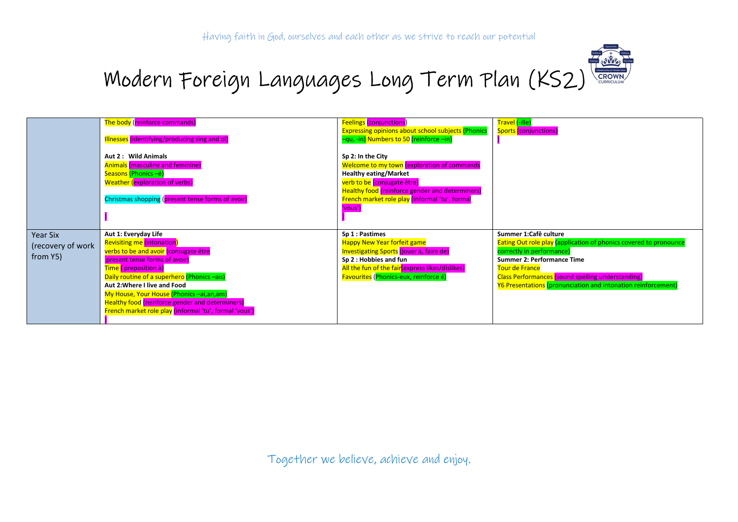Having faith in God, ourselves and each other as we strive to reach our potential

# Modern Foreign Languages Long Term Plan (KS2)

| | | | |
|---|---|---|---|
| | The body (reinforce commands)<br><br>Illnesses (identifying/producing sing and pl)<br><br>**Aut 2 : Wild Animals**<br>Animals (masculine and feminine)<br>Seasons (Phonics –é)<br>Weather (exploration of verbs)<br><br>Christmas shopping (present tense forms of avoir)<br><br>) | Feelings (conjunctions)<br>Expressing opinions about school subjects (Phonics –qu, -in) Numbers to 50 (reinforce –in)<br><br>**Sp 2: In the City**<br>Welcome to my town (exploration of commands<br>**Healthy eating/Market**<br>verb to be (conjugate être)<br>Healthy food (reinforce gender and determiners)<br>French market role play (informal 'tu', formal 'vous')<br>) | Travel (-ille)<br>Sports (conjunctions)<br>) |
| Year Six (recovery of work from Y5) | **Aut 1: Everyday Life**<br>Revisiting me (intonation)<br>verbs to be and avoir (conjugate être<br>present tense forms of avoir)<br>Time ( preposition à)<br>Daily routine of a superhero (Phonics –ais)<br>**Aut 2:Where I live and Food**<br>My House, Your House (Phonics –ai,an,am)<br>Healthy food (reinforce gender and determiners)<br>French market role play (informal 'tu', formal 'vous')<br>) | **Sp 1 : Pastimes**<br>Happy New Year forfeit game<br>Investigating Sports (jouer à, faire de)<br>**Sp 2 : Hobbies and fun**<br>All the fun of the fair(express likes/dislikes)<br>Favourites (Phonics-eux, reinforce é) | **Summer 1:Cafê culture**<br>Eating Out role play (application of phonics covered to pronounce correctly in performance)<br>**Summer 2: Performance Time**<br>Tour de France<br>Class Performances (sound spelling understanding)<br>Y6 Presentations (pronunciation and intonation reinforcement) |

Together we believe, achieve and enjoy.